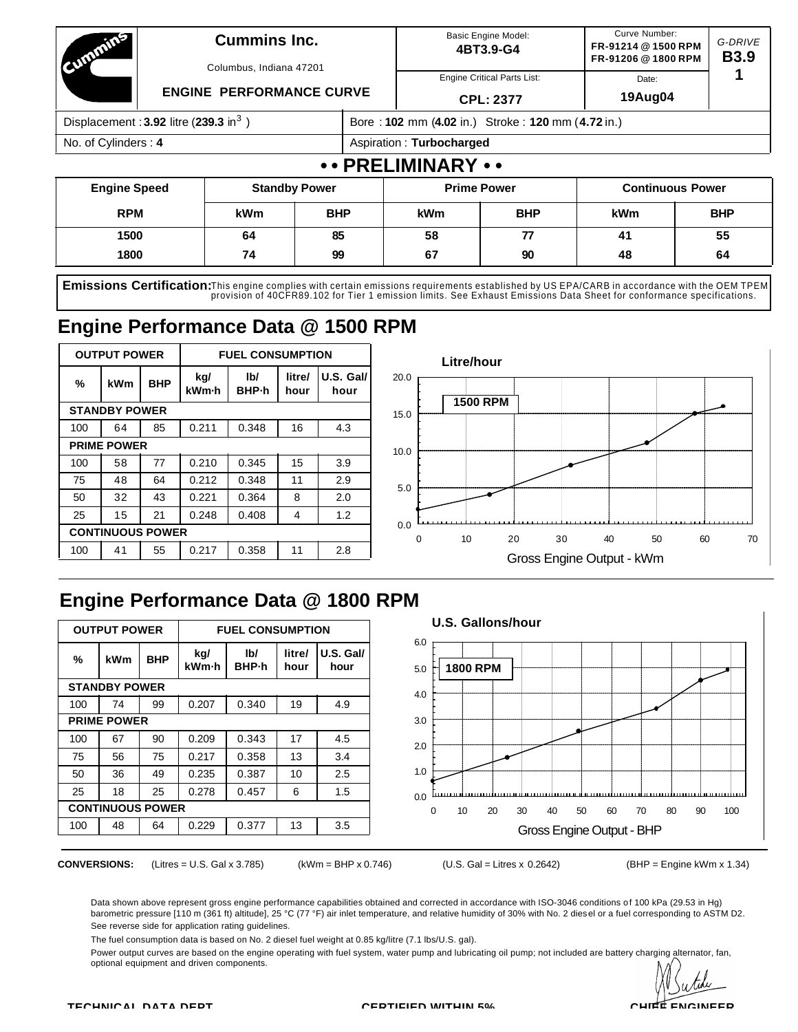**Cummins Inc.**

Columbus, Indiana 47201

**ENGINE PERFORMANCE CURVE**

| Basic Engine Model: | Curve Number: | *G-DRIVE* |
|---|---|---|
| **4BT3.9-G4** | **FR-91214 @ 1500 RPM** **FR-91206 @ 1800 RPM** | **B3.9** |
| Engine Critical Parts List: **CPL: 2377** | Date: **19Aug04** | **1** |

| Displacement : **3.92** litre (**239.3** in$^3$ ) | Bore : **102** mm (**4.02** in.) Stroke : **120** mm (**4.72** in.) |
|---|---|
| No. of Cylinders : **4** | Aspiration : **Turbocharged** |

## • • PRELIMINARY • •

| Engine Speed | Standby Power | | Prime Power | | Continuous Power | |
|---|---|---|---|---|---|---|
| RPM | kWm | BHP | kWm | BHP | kWm | BHP |
| 1500 | 64 | 85 | 58 | 77 | 41 | 55 |
| 1800 | 74 | 99 | 67 | 90 | 48 | 64 |

**Emissions Certification:** This engine complies with certain emissions requirements established by US EPA/CARB in accordance with the OEM TPEM provision of 40CFR89.102 for Tier 1 emission limits. See Exhaust Emissions Data Sheet for conformance specifications.

## Engine Performance Data @ 1500 RPM

| OUTPUT POWER | | | FUEL CONSUMPTION | | | |
|---|---|---|---|---|---|---|
| % | kWm | BHP | kg/ kWm·h | lb/ BHP·h | litre/ hour | U.S. Gal/ hour |
| **STANDBY POWER** | | | | | | |
| 100 | 64 | 85 | 0.211 | 0.348 | 16 | 4.3 |
| **PRIME POWER** | | | | | | |
| 100 | 58 | 77 | 0.210 | 0.345 | 15 | 3.9 |
| 75 | 48 | 64 | 0.212 | 0.348 | 11 | 2.9 |
| 50 | 32 | 43 | 0.221 | 0.364 | 8 | 2.0 |
| 25 | 15 | 21 | 0.248 | 0.408 | 4 | 1.2 |
| **CONTINUOUS POWER** | | | | | | |
| 100 | 41 | 55 | 0.217 | 0.358 | 11 | 2.8 |

**Litre/hour**

**1500 RPM**

Gross Engine Output - kWm

## Engine Performance Data @ 1800 RPM

| OUTPUT POWER | | | FUEL CONSUMPTION | | | |
|---|---|---|---|---|---|---|
| % | kWm | BHP | kg/ kWm·h | lb/ BHP·h | litre/ hour | U.S. Gal/ hour |
| **STANDBY POWER** | | | | | | |
| 100 | 74 | 99 | 0.207 | 0.340 | 19 | 4.9 |
| **PRIME POWER** | | | | | | |
| 100 | 67 | 90 | 0.209 | 0.343 | 17 | 4.5 |
| 75 | 56 | 75 | 0.217 | 0.358 | 13 | 3.4 |
| 50 | 36 | 49 | 0.235 | 0.387 | 10 | 2.5 |
| 25 | 18 | 25 | 0.278 | 0.457 | 6 | 1.5 |
| **CONTINUOUS POWER** | | | | | | |
| 100 | 48 | 64 | 0.229 | 0.377 | 13 | 3.5 |

**U.S. Gallons/hour**

**1800 RPM**

Gross Engine Output - BHP

**CONVERSIONS:** (Litres = U.S. Gal x 3.785) (kWm = BHP x 0.746) (U.S. Gal = Litres x 0.2642) (BHP = Engine kWm x 1.34)

Data shown above represent gross engine performance capabilities obtained and corrected in accordance with ISO-3046 conditions of 100 kPa (29.53 in Hg) barometric pressure [110 m (361 ft) altitude], 25 °C (77 °F) air inlet temperature, and relative humidity of 30% with No. 2 diesel or a fuel corresponding to ASTM D2. See reverse side for application rating guidelines.

The fuel consumption data is based on No. 2 diesel fuel weight at 0.85 kg/litre (7.1 lbs/U.S. gal).

Power output curves are based on the engine operating with fuel system, water pump and lubricating oil pump; not included are battery charging alternator, fan, optional equipment and driven components.

**TECHNICAL DATA DEPT** **CERTIFIED WITHIN 5%** **CHIEF ENGINEER**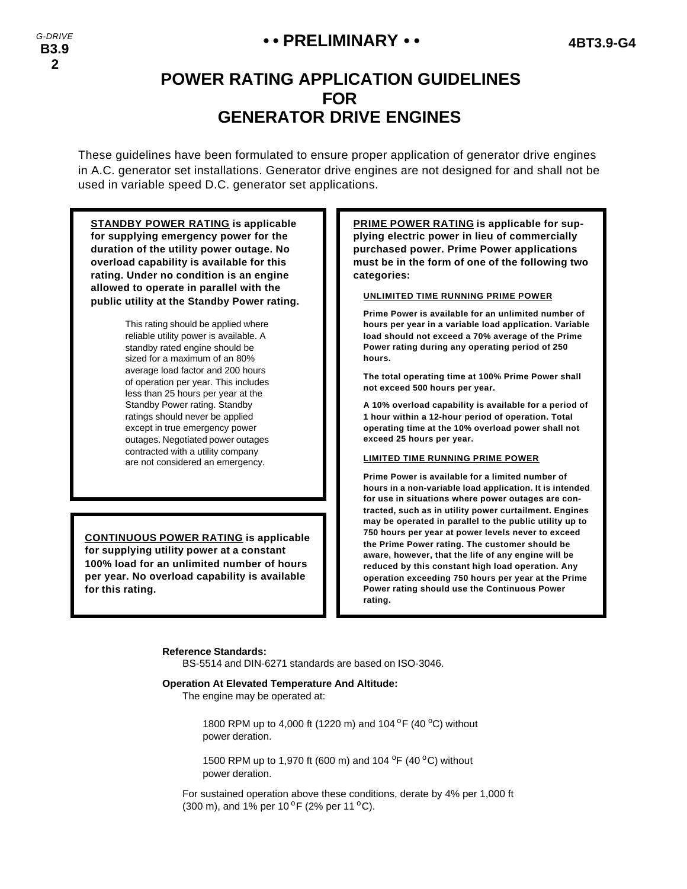# POWER RATING APPLICATION GUIDELINES FOR GENERATOR DRIVE ENGINES

These guidelines have been formulated to ensure proper application of generator drive engines in A.C. generator set installations. Generator drive engines are not designed for and shall not be used in variable speed D.C. generator set applications.

**STANDBY POWER RATING is applicable for supplying emergency power for the duration of the utility power outage. No overload capability is available for this rating. Under no condition is an engine allowed to operate in parallel with the public utility at the Standby Power rating.**

This rating should be applied where reliable utility power is available. A standby rated engine should be sized for a maximum of an 80% average load factor and 200 hours of operation per year. This includes less than 25 hours per year at the Standby Power rating. Standby ratings should never be applied except in true emergency power outages. Negotiated power outages contracted with a utility company are not considered an emergency.

**CONTINUOUS POWER RATING is applicable for supplying utility power at a constant 100% load for an unlimited number of hours per year. No overload capability is available for this rating.**

**PRIME POWER RATING is applicable for supplying electric power in lieu of commercially purchased power. Prime Power applications must be in the form of one of the following two categories:**

**UNLIMITED TIME RUNNING PRIME POWER**

**Prime Power is available for an unlimited number of hours per year in a variable load application. Variable load should not exceed a 70% average of the Prime Power rating during any operating period of 250 hours.**

**The total operating time at 100% Prime Power shall not exceed 500 hours per year.**

**A 10% overload capability is available for a period of 1 hour within a 12-hour period of operation. Total operating time at the 10% overload power shall not exceed 25 hours per year.**

**LIMITED TIME RUNNING PRIME POWER**

**Prime Power is available for a limited number of hours in a non-variable load application. It is intended for use in situations where power outages are contracted, such as in utility power curtailment. Engines may be operated in parallel to the public utility up to 750 hours per year at power levels never to exceed the Prime Power rating. The customer should be aware, however, that the life of any engine will be reduced by this constant high load operation. Any operation exceeding 750 hours per year at the Prime Power rating should use the Continuous Power rating.**

**Reference Standards:**

BS-5514 and DIN-6271 standards are based on ISO-3046.

**Operation At Elevated Temperature And Altitude:**

The engine may be operated at:

1800 RPM up to 4,000 ft (1220 m) and 104 °F (40 °C) without power deration.

1500 RPM up to 1,970 ft (600 m) and 104 °F (40 °C) without power deration.

For sustained operation above these conditions, derate by 4% per 1,000 ft (300 m), and 1% per 10 °F (2% per 11 °C).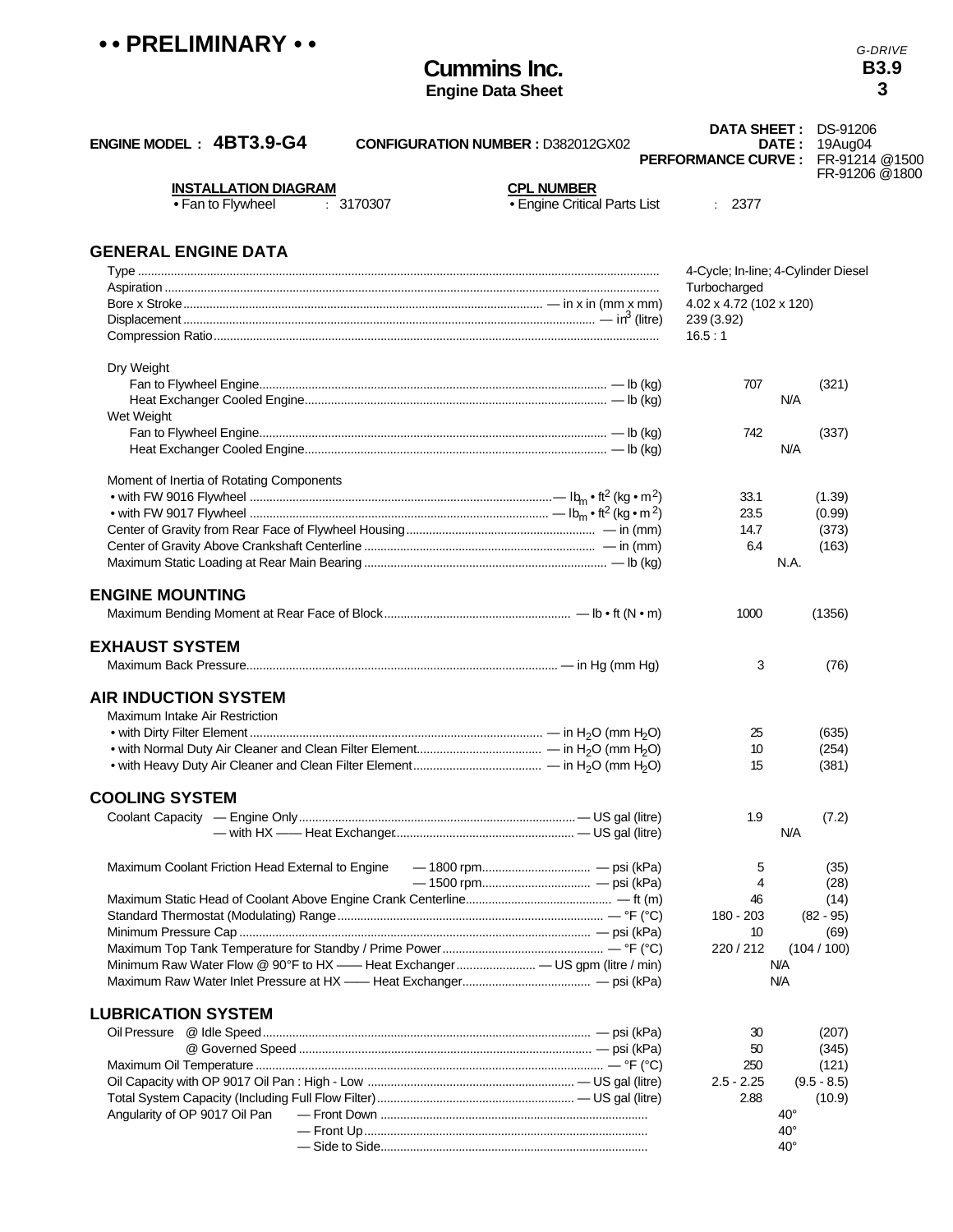**• • PRELIMINARY • •**

*G-DRIVE*
**B3.9**
**3**

# Cummins Inc.

**Engine Data Sheet**

**ENGINE MODEL : 4BT3.9-G4** **CONFIGURATION NUMBER :** D382012GX02

**DATA SHEET :** DS-91206
**DATE :** 19Aug04
**PERFORMANCE CURVE :** FR-91214 @1500, FR-91206 @1800

**INSTALLATION DIAGRAM**
• Fan to Flywheel : 3170307

**CPL NUMBER**
• Engine Critical Parts List : 2377

## GENERAL ENGINE DATA

| Item | Units | Value | |
|---|---|---|---|
| Type | | 4-Cycle; In-line; 4-Cylinder Diesel | |
| Aspiration | | Turbocharged | |
| Bore x Stroke | in x in (mm x mm) | 4.02 x 4.72 (102 x 120) | |
| Displacement | $in^3$ (litre) | 239 (3.92) | |
| Compression Ratio | | 16.5 : 1 | |
| **Dry Weight** | | | |
| Fan to Flywheel Engine | lb (kg) | 707 | (321) |
| Heat Exchanger Cooled Engine | lb (kg) | N/A | |
| **Wet Weight** | | | |
| Fan to Flywheel Engine | lb (kg) | 742 | (337) |
| Heat Exchanger Cooled Engine | lb (kg) | N/A | |
| **Moment of Inertia of Rotating Components** | | | |
| • with FW 9016 Flywheel | $lb_m \cdot ft^2$ ($kg \cdot m^2$) | 33.1 | (1.39) |
| • with FW 9017 Flywheel | $lb_m \cdot ft^2$ ($kg \cdot m^2$) | 23.5 | (0.99) |
| Center of Gravity from Rear Face of Flywheel Housing | in (mm) | 14.7 | (373) |
| Center of Gravity Above Crankshaft Centerline | in (mm) | 6.4 | (163) |
| Maximum Static Loading at Rear Main Bearing | lb (kg) | N.A. | |

## ENGINE MOUNTING

| Item | Units | Value | |
|---|---|---|---|
| Maximum Bending Moment at Rear Face of Block | lb • ft (N • m) | 1000 | (1356) |

## EXHAUST SYSTEM

| Item | Units | Value | |
|---|---|---|---|
| Maximum Back Pressure | in Hg (mm Hg) | 3 | (76) |

## AIR INDUCTION SYSTEM

| Item | Units | Value | |
|---|---|---|---|
| **Maximum Intake Air Restriction** | | | |
| • with Dirty Filter Element | in $H_2O$ (mm $H_2O$) | 25 | (635) |
| • with Normal Duty Air Cleaner and Clean Filter Element | in $H_2O$ (mm $H_2O$) | 10 | (254) |
| • with Heavy Duty Air Cleaner and Clean Filter Element | in $H_2O$ (mm $H_2O$) | 15 | (381) |

## COOLING SYSTEM

| Item | Units | Value | |
|---|---|---|---|
| Coolant Capacity — Engine Only | US gal (litre) | 1.9 | (7.2) |
| Coolant Capacity — with HX —— Heat Exchanger | US gal (litre) | N/A | |
| Maximum Coolant Friction Head External to Engine — 1800 rpm | psi (kPa) | 5 | (35) |
| Maximum Coolant Friction Head External to Engine — 1500 rpm | psi (kPa) | 4 | (28) |
| Maximum Static Head of Coolant Above Engine Crank Centerline | ft (m) | 46 | (14) |
| Standard Thermostat (Modulating) Range | °F (°C) | 180 - 203 | (82 - 95) |
| Minimum Pressure Cap | psi (kPa) | 10 | (69) |
| Maximum Top Tank Temperature for Standby / Prime Power | °F (°C) | 220 / 212 | (104 / 100) |
| Minimum Raw Water Flow @ 90°F to HX —— Heat Exchanger | US gpm (litre / min) | N/A | |
| Maximum Raw Water Inlet Pressure at HX —— Heat Exchanger | psi (kPa) | N/A | |

## LUBRICATION SYSTEM

| Item | Units | Value | |
|---|---|---|---|
| Oil Pressure @ Idle Speed | psi (kPa) | 30 | (207) |
| Oil Pressure @ Governed Speed | psi (kPa) | 50 | (345) |
| Maximum Oil Temperature | °F (°C) | 250 | (121) |
| Oil Capacity with OP 9017 Oil Pan : High - Low | US gal (litre) | 2.5 - 2.25 | (9.5 - 8.5) |
| Total System Capacity (Including Full Flow Filter) | US gal (litre) | 2.88 | (10.9) |
| Angularity of OP 9017 Oil Pan — Front Down | | 40° | |
| Angularity of OP 9017 Oil Pan — Front Up | | 40° | |
| Angularity of OP 9017 Oil Pan — Side to Side | | 40° | |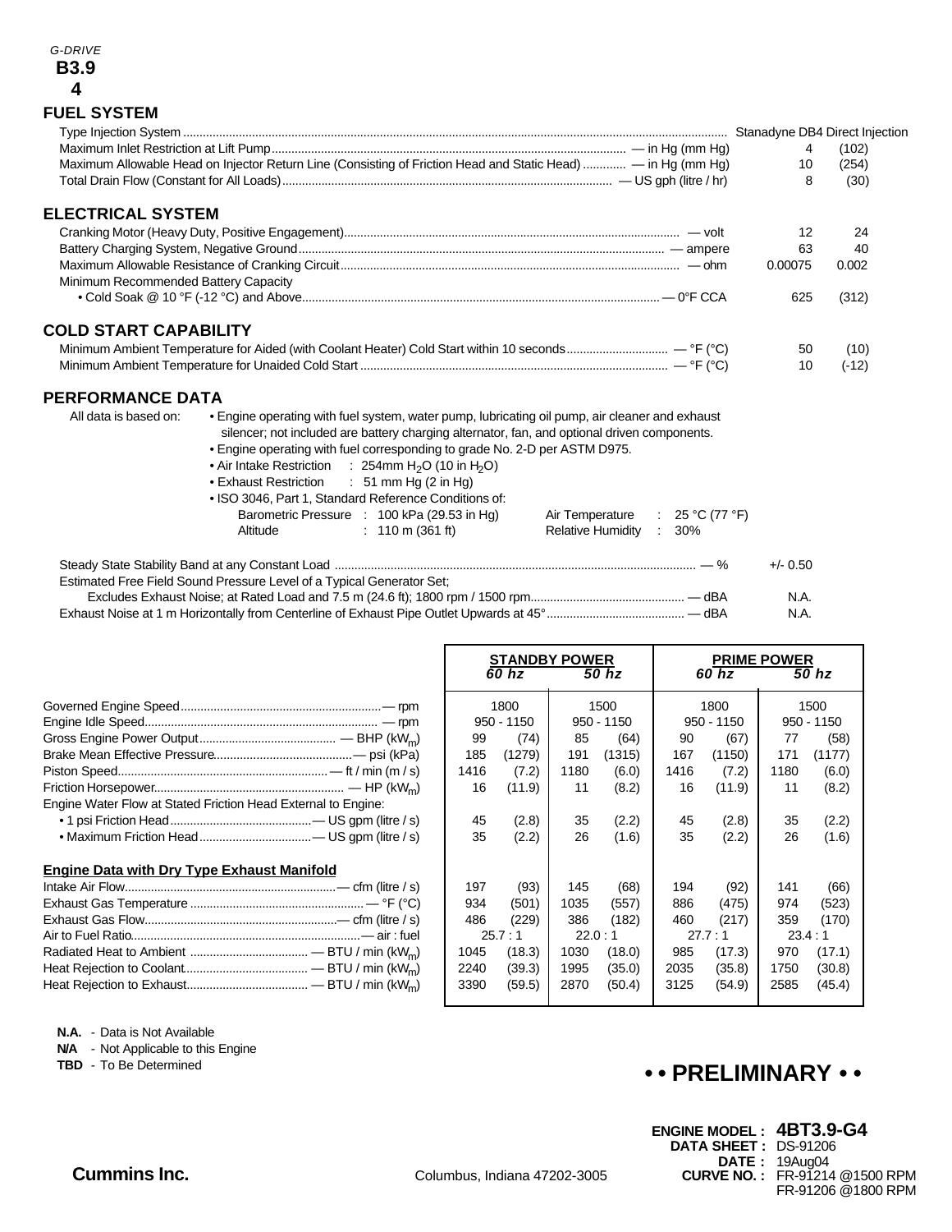## FUEL SYSTEM

| | | |
|---|---|---|
| Type Injection System | Stanadyne DB4 Direct Injection | |
| Maximum Inlet Restriction at Lift Pump — in Hg (mm Hg) | 4 | (102) |
| Maximum Allowable Head on Injector Return Line (Consisting of Friction Head and Static Head) — in Hg (mm Hg) | 10 | (254) |
| Total Drain Flow (Constant for All Loads) — US gph (litre / hr) | 8 | (30) |

## ELECTRICAL SYSTEM

| | | |
|---|---|---|
| Cranking Motor (Heavy Duty, Positive Engagement) — volt | 12 | 24 |
| Battery Charging System, Negative Ground — ampere | 63 | 40 |
| Maximum Allowable Resistance of Cranking Circuit — ohm | 0.00075 | 0.002 |
| Minimum Recommended Battery Capacity | | |
| • Cold Soak @ 10 °F (-12 °C) and Above — 0°F CCA | 625 | (312) |

## COLD START CAPABILITY

| | | |
|---|---|---|
| Minimum Ambient Temperature for Aided (with Coolant Heater) Cold Start within 10 seconds — °F (°C) | 50 | (10) |
| Minimum Ambient Temperature for Unaided Cold Start — °F (°C) | 10 | (-12) |

## PERFORMANCE DATA

All data is based on:

- Engine operating with fuel system, water pump, lubricating oil pump, air cleaner and exhaust silencer; not included are battery charging alternator, fan, and optional driven components.
- Engine operating with fuel corresponding to grade No. 2-D per ASTM D975.
- Air Intake Restriction : 254mm $H_2O$ (10 in $H_2O$)
- Exhaust Restriction : 51 mm Hg (2 in Hg)
- ISO 3046, Part 1, Standard Reference Conditions of:
  - Barometric Pressure : 100 kPa (29.53 in Hg)
  - Altitude : 110 m (361 ft)
  - Air Temperature : 25 °C (77 °F)
  - Relative Humidity : 30%

| | |
|---|---|
| Steady State Stability Band at any Constant Load — % | +/- 0.50 |
| Estimated Free Field Sound Pressure Level of a Typical Generator Set; Excludes Exhaust Noise; at Rated Load and 7.5 m (24.6 ft); 1800 rpm / 1500 rpm — dBA | N.A. |
| Exhaust Noise at 1 m Horizontally from Centerline of Exhaust Pipe Outlet Upwards at 45° — dBA | N.A. |

| | STANDBY POWER | | | | PRIME POWER | | | |
|---|---|---|---|---|---|---|---|---|
| | 60 hz | | 50 hz | | 60 hz | | 50 hz | |
| Governed Engine Speed — rpm | 1800 | | 1500 | | 1800 | | 1500 | |
| Engine Idle Speed — rpm | 950 - 1150 | | 950 - 1150 | | 950 - 1150 | | 950 - 1150 | |
| Gross Engine Power Output — BHP ($kW_m$) | 99 | (74) | 85 | (64) | 90 | (67) | 77 | (58) |
| Brake Mean Effective Pressure — psi (kPa) | 185 | (1279) | 191 | (1315) | 167 | (1150) | 171 | (1177) |
| Piston Speed — ft / min (m / s) | 1416 | (7.2) | 1180 | (6.0) | 1416 | (7.2) | 1180 | (6.0) |
| Friction Horsepower — HP ($kW_m$) | 16 | (11.9) | 11 | (8.2) | 16 | (11.9) | 11 | (8.2) |
| Engine Water Flow at Stated Friction Head External to Engine: | | | | | | | | |
| • 1 psi Friction Head — US gpm (litre / s) | 45 | (2.8) | 35 | (2.2) | 45 | (2.8) | 35 | (2.2) |
| • Maximum Friction Head — US gpm (litre / s) | 35 | (2.2) | 26 | (1.6) | 35 | (2.2) | 26 | (1.6) |
| **Engine Data with Dry Type Exhaust Manifold** | | | | | | | | |
| Intake Air Flow — cfm (litre / s) | 197 | (93) | 145 | (68) | 194 | (92) | 141 | (66) |
| Exhaust Gas Temperature — °F (°C) | 934 | (501) | 1035 | (557) | 886 | (475) | 974 | (523) |
| Exhaust Gas Flow — cfm (litre / s) | 486 | (229) | 386 | (182) | 460 | (217) | 359 | (170) |
| Air to Fuel Ratio — air : fuel | 25.7 : 1 | | 22.0 : 1 | | 27.7 : 1 | | 23.4 : 1 | |
| Radiated Heat to Ambient — BTU / min ($kW_m$) | 1045 | (18.3) | 1030 | (18.0) | 985 | (17.3) | 970 | (17.1) |
| Heat Rejection to Coolant — BTU / min ($kW_m$) | 2240 | (39.3) | 1995 | (35.0) | 2035 | (35.8) | 1750 | (30.8) |
| Heat Rejection to Exhaust — BTU / min ($kW_m$) | 3390 | (59.5) | 2870 | (50.4) | 3125 | (54.9) | 2585 | (45.4) |

**N.A.** - Data is Not Available
**N/A** - Not Applicable to this Engine
**TBD** - To Be Determined

**• • PRELIMINARY • •**

**ENGINE MODEL : 4BT3.9-G4**
**DATA SHEET :** DS-91206
**DATE :** 19Aug04
**CURVE NO. :** FR-91214 @1500 RPM
FR-91206 @1800 RPM

**Cummins Inc.** Columbus, Indiana 47202-3005